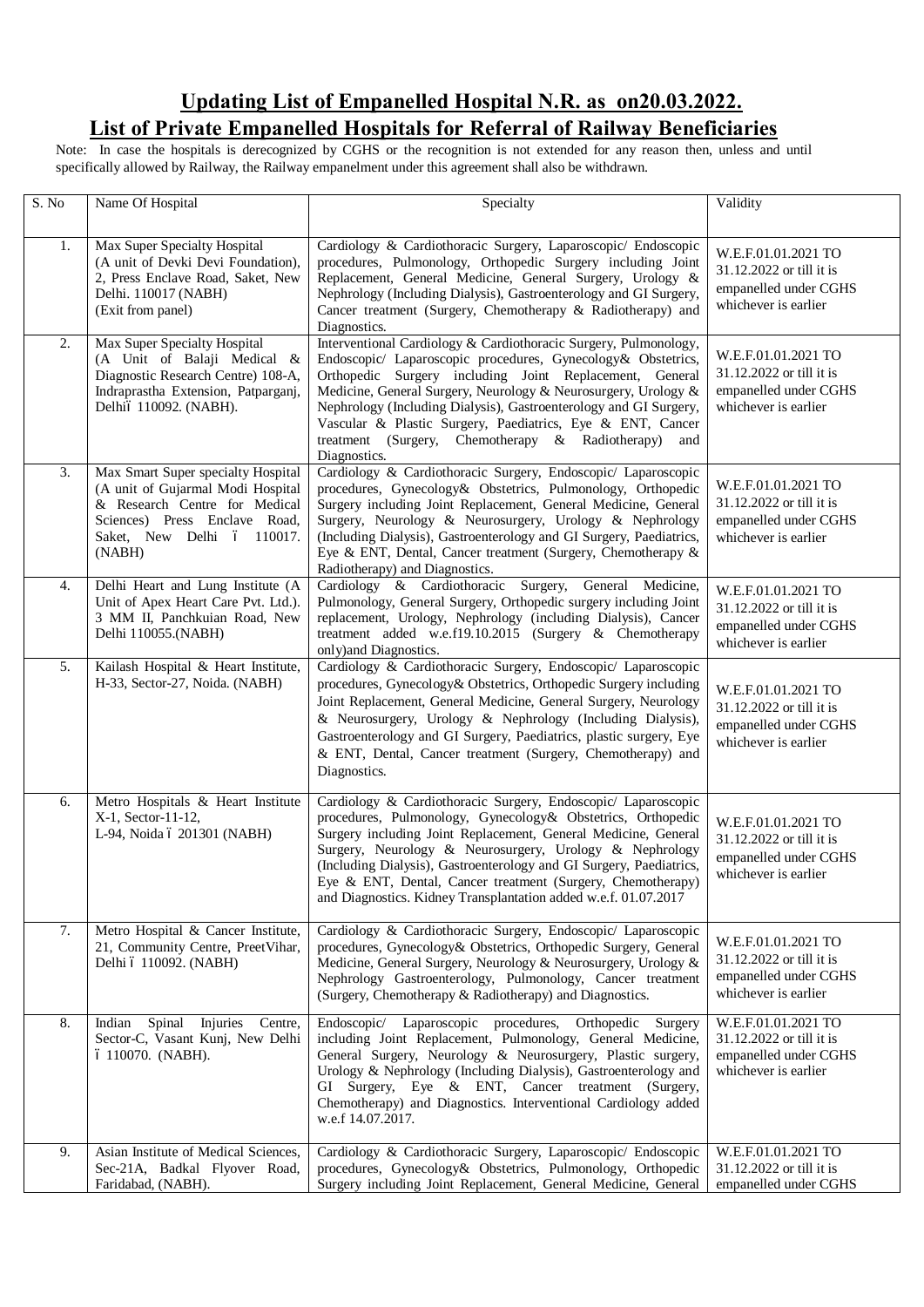## Updating List of Empanelled Hospital N.R. as on20.03.2022.

## List of Private Empanelled Hospitals for Referral of Railway Beneficiaries

Note: In case the hospitals is derecognized by CGHS or the recognition is not extended for any reason then, unless and until specifically allowed by Railway, the Railway empanelment under this agreement shall also be withdrawn.

| S. No | Name Of Hospital | Specialty | Validity |
|---|---|---|---|
| 1. | Max Super Specialty Hospital (A unit of Devki Devi Foundation), 2, Press Enclave Road, Saket, New Delhi. 110017 (NABH) (Exit from panel) | Cardiology & Cardiothoracic Surgery, Laparoscopic/ Endoscopic procedures, Pulmonology, Orthopedic Surgery including Joint Replacement, General Medicine, General Surgery, Urology & Nephrology (Including Dialysis), Gastroenterology and GI Surgery, Cancer treatment (Surgery, Chemotherapy & Radiotherapy) and Diagnostics. | W.E.F.01.01.2021 TO 31.12.2022 or till it is empanelled under CGHS whichever is earlier |
| 2. | Max Super Specialty Hospital (A Unit of Balaji Medical & Diagnostic Research Centre) 108-A, Indraprastha Extension, Patparganj, Delhi– 110092. (NABH). | Interventional Cardiology & Cardiothoracic Surgery, Pulmonology, Endoscopic/ Laparoscopic procedures, Gynecology& Obstetrics, Orthopedic Surgery including Joint Replacement, General Medicine, General Surgery, Neurology & Neurosurgery, Urology & Nephrology (Including Dialysis), Gastroenterology and GI Surgery, Vascular & Plastic Surgery, Paediatrics, Eye & ENT, Cancer treatment (Surgery, Chemotherapy & Radiotherapy) and Diagnostics. | W.E.F.01.01.2021 TO 31.12.2022 or till it is empanelled under CGHS whichever is earlier |
| 3. | Max Smart Super specialty Hospital (A unit of Gujarmal Modi Hospital & Research Centre for Medical Sciences) Press Enclave Road, Saket, New Delhi – 110017. (NABH) | Cardiology & Cardiothoracic Surgery, Endoscopic/ Laparoscopic procedures, Gynecology& Obstetrics, Pulmonology, Orthopedic Surgery including Joint Replacement, General Medicine, General Surgery, Neurology & Neurosurgery, Urology & Nephrology (Including Dialysis), Gastroenterology and GI Surgery, Paediatrics, Eye & ENT, Dental, Cancer treatment (Surgery, Chemotherapy & Radiotherapy) and Diagnostics. | W.E.F.01.01.2021 TO 31.12.2022 or till it is empanelled under CGHS whichever is earlier |
| 4. | Delhi Heart and Lung Institute (A Unit of Apex Heart Care Pvt. Ltd.). 3 MM II, Panchkuian Road, New Delhi 110055.(NABH) | Cardiology & Cardiothoracic Surgery, General Medicine, Pulmonology, General Surgery, Orthopedic surgery including Joint replacement, Urology, Nephrology (including Dialysis), Cancer treatment added w.e.f19.10.2015 (Surgery & Chemotherapy only)and Diagnostics. | W.E.F.01.01.2021 TO 31.12.2022 or till it is empanelled under CGHS whichever is earlier |
| 5. | Kailash Hospital & Heart Institute, H-33, Sector-27, Noida. (NABH) | Cardiology & Cardiothoracic Surgery, Endoscopic/ Laparoscopic procedures, Gynecology& Obstetrics, Orthopedic Surgery including Joint Replacement, General Medicine, General Surgery, Neurology & Neurosurgery, Urology & Nephrology (Including Dialysis), Gastroenterology and GI Surgery, Paediatrics, plastic surgery, Eye & ENT, Dental, Cancer treatment (Surgery, Chemotherapy) and Diagnostics. | W.E.F.01.01.2021 TO 31.12.2022 or till it is empanelled under CGHS whichever is earlier |
| 6. | Metro Hospitals & Heart Institute X-1, Sector-11-12, L-94, Noida – 201301 (NABH) | Cardiology & Cardiothoracic Surgery, Endoscopic/ Laparoscopic procedures, Pulmonology, Gynecology& Obstetrics, Orthopedic Surgery including Joint Replacement, General Medicine, General Surgery, Neurology & Neurosurgery, Urology & Nephrology (Including Dialysis), Gastroenterology and GI Surgery, Paediatrics, Eye & ENT, Dental, Cancer treatment (Surgery, Chemotherapy) and Diagnostics. Kidney Transplantation added w.e.f. 01.07.2017 | W.E.F.01.01.2021 TO 31.12.2022 or till it is empanelled under CGHS whichever is earlier |
| 7. | Metro Hospital & Cancer Institute, 21, Community Centre, PreetVihar, Delhi – 110092. (NABH) | Cardiology & Cardiothoracic Surgery, Endoscopic/ Laparoscopic procedures, Gynecology& Obstetrics, Orthopedic Surgery, General Medicine, General Surgery, Neurology & Neurosurgery, Urology & Nephrology Gastroenterology, Pulmonology, Cancer treatment (Surgery, Chemotherapy & Radiotherapy) and Diagnostics. | W.E.F.01.01.2021 TO 31.12.2022 or till it is empanelled under CGHS whichever is earlier |
| 8. | Indian Spinal Injuries Centre, Sector-C, Vasant Kunj, New Delhi – 110070. (NABH). | Endoscopic/ Laparoscopic procedures, Orthopedic Surgery including Joint Replacement, Pulmonology, General Medicine, General Surgery, Neurology & Neurosurgery, Plastic surgery, Urology & Nephrology (Including Dialysis), Gastroenterology and GI Surgery, Eye & ENT, Cancer treatment (Surgery, Chemotherapy) and Diagnostics. Interventional Cardiology added w.e.f 14.07.2017. | W.E.F.01.01.2021 TO 31.12.2022 or till it is empanelled under CGHS whichever is earlier |
| 9. | Asian Institute of Medical Sciences, Sec-21A, Badkal Flyover Road, Faridabad, (NABH). | Cardiology & Cardiothoracic Surgery, Laparoscopic/ Endoscopic procedures, Gynecology& Obstetrics, Pulmonology, Orthopedic Surgery including Joint Replacement, General Medicine, General | W.E.F.01.01.2021 TO 31.12.2022 or till it is empanelled under CGHS |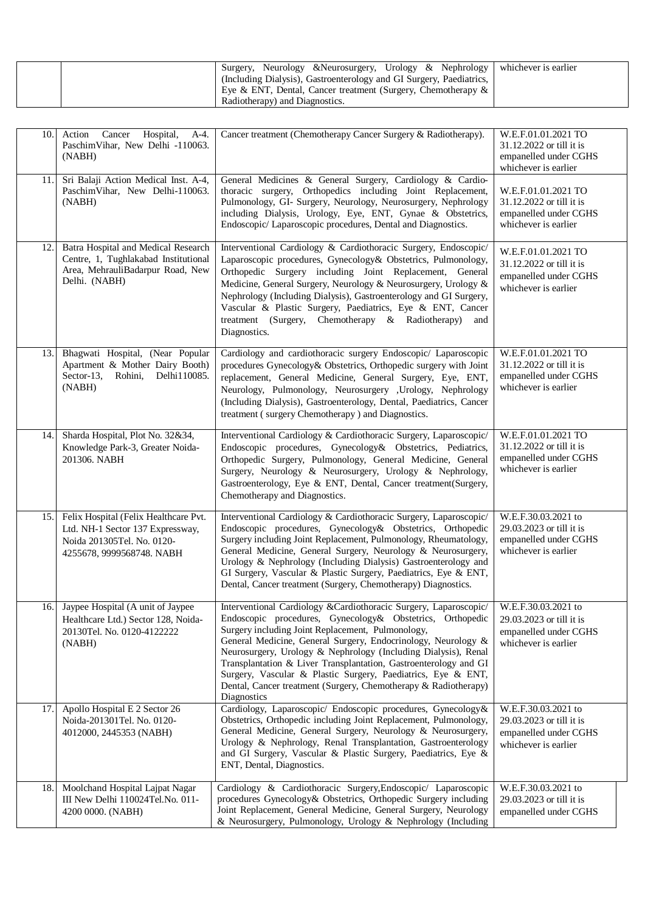| | | | |
|---|---|---|---|
| | | Surgery, Neurology &Neurosurgery, Urology & Nephrology (Including Dialysis), Gastroenterology and GI Surgery, Paediatrics, Eye & ENT, Dental, Cancer treatment (Surgery, Chemotherapy & Radiotherapy) and Diagnostics. | whichever is earlier |

| | | | |
|---|---|---|---|
| 10. | Action Cancer Hospital, A-4. PaschimVihar, New Delhi -110063. (NABH) | Cancer treatment (Chemotherapy Cancer Surgery & Radiotherapy). | W.E.F.01.01.2021 TO 31.12.2022 or till it is empanelled under CGHS whichever is earlier |
| 11. | Sri Balaji Action Medical Inst. A-4, PaschimVihar, New Delhi-110063. (NABH) | General Medicines & General Surgery, Cardiology & Cardio-thoracic surgery, Orthopedics including Joint Replacement, Pulmonology, GI- Surgery, Neurology, Neurosurgery, Nephrology including Dialysis, Urology, Eye, ENT, Gynae & Obstetrics, Endoscopic/ Laparoscopic procedures, Dental and Diagnostics. | W.E.F.01.01.2021 TO 31.12.2022 or till it is empanelled under CGHS whichever is earlier |
| 12. | Batra Hospital and Medical Research Centre, 1, Tughlakabad Institutional Area, MehrauliBadarpur Road, New Delhi. (NABH) | Interventional Cardiology & Cardiothoracic Surgery, Endoscopic/ Laparoscopic procedures, Gynecology& Obstetrics, Pulmonology, Orthopedic Surgery including Joint Replacement, General Medicine, General Surgery, Neurology & Neurosurgery, Urology & Nephrology (Including Dialysis), Gastroenterology and GI Surgery, Vascular & Plastic Surgery, Paediatrics, Eye & ENT, Cancer treatment (Surgery, Chemotherapy & Radiotherapy) and Diagnostics. | W.E.F.01.01.2021 TO 31.12.2022 or till it is empanelled under CGHS whichever is earlier |
| 13. | Bhagwati Hospital, (Near Popular Apartment & Mother Dairy Booth) Sector-13, Rohini, Delhi110085. (NABH) | Cardiology and cardiothoracic surgery Endoscopic/ Laparoscopic procedures Gynecology& Obstetrics, Orthopedic surgery with Joint replacement, General Medicine, General Surgery, Eye, ENT, Neurology, Pulmonology, Neurosurgery ,Urology, Nephrology (Including Dialysis), Gastroenterology, Dental, Paediatrics, Cancer treatment ( surgery Chemotherapy ) and Diagnostics. | W.E.F.01.01.2021 TO 31.12.2022 or till it is empanelled under CGHS whichever is earlier |
| 14. | Sharda Hospital, Plot No. 32&34, Knowledge Park-3, Greater Noida-201306. NABH | Interventional Cardiology & Cardiothoracic Surgery, Laparoscopic/ Endoscopic procedures, Gynecology& Obstetrics, Pediatrics, Orthopedic Surgery, Pulmonology, General Medicine, General Surgery, Neurology & Neurosurgery, Urology & Nephrology, Gastroenterology, Eye & ENT, Dental, Cancer treatment(Surgery, Chemotherapy and Diagnostics. | W.E.F.01.01.2021 TO 31.12.2022 or till it is empanelled under CGHS whichever is earlier |
| 15. | Felix Hospital (Felix Healthcare Pvt. Ltd. NH-1 Sector 137 Expressway, Noida 201305Tel. No. 0120-4255678, 9999568748. NABH | Interventional Cardiology & Cardiothoracic Surgery, Laparoscopic/ Endoscopic procedures, Gynecology& Obstetrics, Orthopedic Surgery including Joint Replacement, Pulmonology, Rheumatology, General Medicine, General Surgery, Neurology & Neurosurgery, Urology & Nephrology (Including Dialysis) Gastroenterology and GI Surgery, Vascular & Plastic Surgery, Paediatrics, Eye & ENT, Dental, Cancer treatment (Surgery, Chemotherapy) Diagnostics. | W.E.F.30.03.2021 to 29.03.2023 or till it is empanelled under CGHS whichever is earlier |
| 16. | Jaypee Hospital (A unit of Jaypee Healthcare Ltd.) Sector 128, Noida-20130Tel. No. 0120-4122222 (NABH) | Interventional Cardiology &Cardiothoracic Surgery, Laparoscopic/ Endoscopic procedures, Gynecology& Obstetrics, Orthopedic Surgery including Joint Replacement, Pulmonology, General Medicine, General Surgery, Endocrinology, Neurology & Neurosurgery, Urology & Nephrology (Including Dialysis), Renal Transplantation & Liver Transplantation, Gastroenterology and GI Surgery, Vascular & Plastic Surgery, Paediatrics, Eye & ENT, Dental, Cancer treatment (Surgery, Chemotherapy & Radiotherapy) Diagnostics | W.E.F.30.03.2021 to 29.03.2023 or till it is empanelled under CGHS whichever is earlier |
| 17. | Apollo Hospital E 2 Sector 26 Noida-201301Tel. No. 0120-4012000, 2445353 (NABH) | Cardiology, Laparoscopic/ Endoscopic procedures, Gynecology& Obstetrics, Orthopedic including Joint Replacement, Pulmonology, General Medicine, General Surgery, Neurology & Neurosurgery, Urology & Nephrology, Renal Transplantation, Gastroenterology and GI Surgery, Vascular & Plastic Surgery, Paediatrics, Eye & ENT, Dental, Diagnostics. | W.E.F.30.03.2021 to 29.03.2023 or till it is empanelled under CGHS whichever is earlier |
| 18. | Moolchand Hospital Lajpat Nagar III New Delhi 110024Tel.No. 011-4200 0000. (NABH) | Cardiology & Cardiothoracic Surgery,Endoscopic/ Laparoscopic procedures Gynecology& Obstetrics, Orthopedic Surgery including Joint Replacement, General Medicine, General Surgery, Neurology & Neurosurgery, Pulmonology, Urology & Nephrology (Including | W.E.F.30.03.2021 to 29.03.2023 or till it is empanelled under CGHS |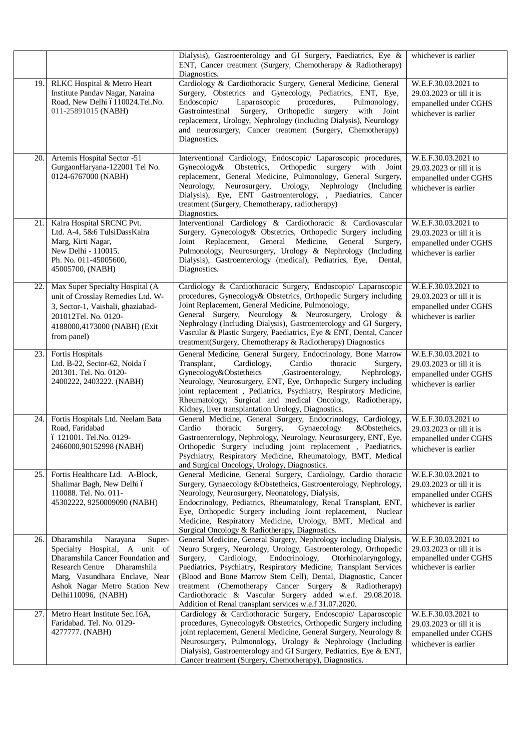| | | | |
|---|---|---|---|
| | | Dialysis), Gastroenterology and GI Surgery, Paediatrics, Eye & ENT, Cancer treatment (Surgery, Chemotherapy & Radiotherapy) Diagnostics. | whichever is earlier |
| 19. | RLKC Hospital & Metro Heart Institute Pandav Nagar, Naraina Road, New Delhi ó 110024.Tel.No. 011-25891015 (NABH) | Cardiology & Cardiothoracic Surgery, General Medicine, General Surgery, Obstetrics and Gynecology, Pediatrics, ENT, Eye, Endoscopic/ Laparoscopic procedures, Pulmonology, Gastrointestinal Surgery, Orthopedic surgery with Joint replacement, Urology, Nephrology (including Dialysis), Neurology and neurosurgery, Cancer treatment (Surgery, Chemotherapy) Diagnostics. | W.E.F.30.03.2021 to 29.03.2023 or till it is empanelled under CGHS whichever is earlier |
| 20. | Artemis Hospital Sector -51 GurgaonHaryana-122001 Tel No. 0124-6767000 (NABH) | Interventional Cardiology, Endoscopic/ Laparoscopic procedures, Gynecology& Obstetrics, Orthopedic surgery with Joint replacement, General Medicine, Pulmonology, General Surgery, Neurology, Neurosurgery, Urology, Nephrology (Including Dialysis), Eye, ENT Gastroenterology, , Paediatrics, Cancer treatment (Surgery, Chemotherapy, radiotherapy) Diagnostics. | W.E.F.30.03.2021 to 29.03.2023 or till it is empanelled under CGHS whichever is earlier |
| 21. | Kalra Hospital SRCNC Pvt. Ltd. A-4, 5&6 TulsiDassKalra Marg, Kirti Nagar, New Delhi - 110015. Ph. No. 011-45005600, 45005700, (NABH) | Interventional Cardiology & Cardiothoracic & Cardiovascular Surgery, Gynecology& Obstetrics, Orthopedic Surgery including Joint Replacement, General Medicine, General Surgery, Pulmonology, Neurosurgery, Urology & Nephrology (Including Dialysis), Gastroenterology (medical), Pediatrics, Eye, Dental, Diagnostics. | W.E.F.30.03.2021 to 29.03.2023 or till it is empanelled under CGHS whichever is earlier |
| 22. | Max Super Specialty Hospital (A unit of Crosslay Remedies Ltd. W-3, Sector-1, Vaishali, ghaziabad-201012Tel. No. 0120-4188000,4173000 (NABH) (Exit from panel) | Cardiology & Cardiothoracic Surgery, Endoscopic/ Laparoscopic procedures, Gynecology& Obstetrics, Orthopedic Surgery including Joint Replacement, General Medicine, Pulmonology, General Surgery, Neurology & Neurosurgery, Urology & Nephrology (Including Dialysis), Gastroenterology and GI Surgery, Vascular & Plastic Surgery, Paediatrics, Eye & ENT, Dental, Cancer treatment(Surgery, Chemotherapy & Radiotherapy) Diagnostics | W.E.F.30.03.2021 to 29.03.2023 or till it is empanelled under CGHS whichever is earlier |
| 23. | Fortis Hospitals Ltd. B-22, Sector-62, Noida ó 201301. Tel. No. 0120-2400222, 2403222. (NABH) | General Medicine, General Surgery, Endocrinology, Bone Marrow Transplant, Cardiology, Cardio thoracic Surgery, Gynecology&Obstetheics ,Gastroenterology, Nephrology, Neurology, Neurosurgery, ENT, Eye, Orthopedic Surgery including joint replacement , Pediatrics, Psychiatry, Respiratory Medicine, Rheumatology, Surgical and medical Oncology, Radiotherapy, Kidney, liver transplantation Urology, Diagnostics. | W.E.F.30.03.2021 to 29.03.2023 or till it is empanelled under CGHS whichever is earlier |
| 24. | Fortis Hospitals Ltd. Neelam Bata Road, Faridabad ó 121001. Tel.No. 0129-2466000,90152998 (NABH) | General Medicine, General Surgery, Endocrinology, Cardiology, Cardio thoracic Surgery, Gynaecology &Obstetheics, Gastroenterology, Nephrology, Neurology, Neurosurgery, ENT, Eye, Orthopedic Surgery including joint replacement , Paediatrics, Psychiatry, Respiratory Medicine, Rheumatology, BMT, Medical and Surgical Oncology, Urology, Diagnostics. | W.E.F.30.03.2021 to 29.03.2023 or till it is empanelled under CGHS whichever is earlier |
| 25. | Fortis Healthcare Ltd. A-Block, Shalimar Bagh, New Delhi ó 110088. Tel. No. 011-45302222, 9250009090 (NABH) | General Medicine, General Surgery, Cardiology, Cardio thoracic Surgery, Gynaecology &Obstetheics, Gastroenterology, Nephrology, Neurology, Neurosurgery, Neonatology, Dialysis, Endocrinology, Pediatrics, Rheumatology, Renal Transplant, ENT, Eye, Orthopedic Surgery including Joint replacement, Nuclear Medicine, Respiratory Medicine, Urology, BMT, Medical and Surgical Oncology & Radiotherapy, Diagnostics. | W.E.F.30.03.2021 to 29.03.2023 or till it is empanelled under CGHS whichever is earlier |
| 26. | Dharamshila Narayana Super-Specialty Hospital, A unit of Dharamshila Cancer Foundation and Research Centre Dharamshila Marg, Vasundhara Enclave, Near Ashok Nagar Metro Station New Delhi110096, (NABH) | General Medicine, General Surgery, Nephrology including Dialysis, Neuro Surgery, Neurology, Urology, Gastroenterology, Orthopedic Surgery, Cardiology, Endocrinology, Otorhinolaryngology, Paediatrics, Psychiatry, Respiratory Medicine, Transplant Services (Blood and Bone Marrow Stem Cell), Dental, Diagnostic, Cancer treatment (Chemotherapy Cancer Surgery & Radiotherapy) Cardiothoracic & Vascular Surgery added w.e.f. 29.08.2018. Addition of Renal transplant services w.e.f 31.07.2020. | W.E.F.30.03.2021 to 29.03.2023 or till it is empanelled under CGHS whichever is earlier |
| 27. | Metro Heart Institute Sec.16A, Faridabad. Tel. No. 0129-4277777. (NABH) | Cardiology & Cardiothoracic Surgery, Endoscopic/ Laparoscopic procedures, Gynecology& Obstetrics, Orthopedic Surgery including joint replacement, General Medicine, General Surgery, Neurology & Neurosurgery, Pulmonology, Urology & Nephrology (Including Dialysis), Gastroenterology and GI Surgery, Pediatrics, Eye & ENT, Cancer treatment (Surgery, Chemotherapy), Diagnostics. | W.E.F.30.03.2021 to 29.03.2023 or till it is empanelled under CGHS whichever is earlier |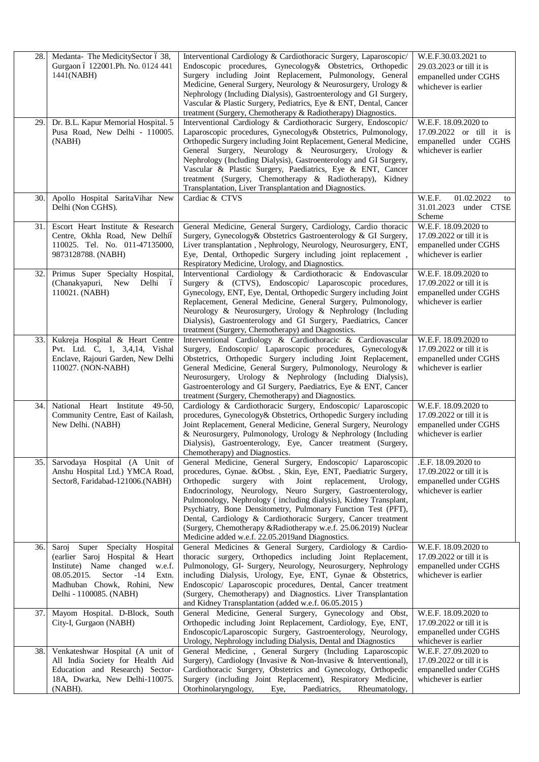| 28. | Medanta- The MedicitySector – 38, Gurgaon – 122001.Ph. No. 0124 441 1441(NABH) | Interventional Cardiology & Cardiothoracic Surgery, Laparoscopic/ Endoscopic procedures, Gynecology& Obstetrics, Orthopedic Surgery including Joint Replacement, Pulmonology, General Medicine, General Surgery, Neurology & Neurosurgery, Urology & Nephrology (Including Dialysis), Gastroenterology and GI Surgery, Vascular & Plastic Surgery, Pediatrics, Eye & ENT, Dental, Cancer treatment (Surgery, Chemotherapy & Radiotherapy) Diagnostics. | W.E.F.30.03.2021 to 29.03.2023 or till it is empanelled under CGHS whichever is earlier |
|---|---|---|---|
| 29. | Dr. B.L. Kapur Memorial Hospital. 5 Pusa Road, New Delhi - 110005. (NABH) | Interventional Cardiology & Cardiothoracic Surgery, Endoscopic/ Laparoscopic procedures, Gynecology& Obstetrics, Pulmonology, Orthopedic Surgery including Joint Replacement, General Medicine, General Surgery, Neurology & Neurosurgery, Urology & Nephrology (Including Dialysis), Gastroenterology and GI Surgery, Vascular & Plastic Surgery, Paediatrics, Eye & ENT, Cancer treatment (Surgery, Chemotherapy & Radiotherapy), Kidney Transplantation, Liver Transplantation and Diagnostics. | W.E.F. 18.09.2020 to 17.09.2022 or till it is empanelled under CGHS whichever is earlier |
| 30. | Apollo Hospital SaritaVihar New Delhi (Non CGHS). | Cardiac & CTVS | W.E.F. 01.02.2022 to 31.01.2023 under CTSE Scheme |
| 31. | Escort Heart Institute & Research Centre, Okhla Road, New Delhi– 110025. Tel. No. 011-47135000, 9873128788. (NABH) | General Medicine, General Surgery, Cardiology, Cardio thoracic Surgery, Gynecology& Obstetrics Gastroenterology & GI Surgery, Liver transplantation , Nephrology, Neurology, Neurosurgery, ENT, Eye, Dental, Orthopedic Surgery including joint replacement , Respiratory Medicine, Urology, and Diagnostics. | W.E.F. 18.09.2020 to 17.09.2022 or till it is empanelled under CGHS whichever is earlier |
| 32. | Primus Super Specialty Hospital, (Chanakyapuri, New Delhi – 110021. (NABH) | Interventional Cardiology & Cardiothoracic & Endovascular Surgery & (CTVS), Endoscopic/ Laparoscopic procedures, Gynecology, ENT, Eye, Dental, Orthopedic Surgery including Joint Replacement, General Medicine, General Surgery, Pulmonology, Neurology & Neurosurgery, Urology & Nephrology (Including Dialysis), Gastroenterology and GI Surgery, Paediatrics, Cancer treatment (Surgery, Chemotherapy) and Diagnostics. | W.E.F. 18.09.2020 to 17.09.2022 or till it is empanelled under CGHS whichever is earlier |
| 33. | Kukreja Hospital & Heart Centre Pvt. Ltd. C, 1, 3,4,14, Vishal Enclave, Rajouri Garden, New Delhi 110027. (NON-NABH) | Interventional Cardiology & Cardiothoracic & Cardiovascular Surgery, Endoscopic/ Laparoscopic procedures, Gynecology& Obstetrics, Orthopedic Surgery including Joint Replacement, General Medicine, General Surgery, Pulmonology, Neurology & Neurosurgery, Urology & Nephrology (Including Dialysis), Gastroenterology and GI Surgery, Paediatrics, Eye & ENT, Cancer treatment (Surgery, Chemotherapy) and Diagnostics. | W.E.F. 18.09.2020 to 17.09.2022 or till it is empanelled under CGHS whichever is earlier |
| 34. | National Heart Institute 49-50, Community Centre, East of Kailash, New Delhi. (NABH) | Cardiology & Cardiothoracic Surgery, Endoscopic/ Laparoscopic procedures, Gynecology& Obstetrics, Orthopedic Surgery including Joint Replacement, General Medicine, General Surgery, Neurology & Neurosurgery, Pulmonology, Urology & Nephrology (Including Dialysis), Gastroenterology, Eye, Cancer treatment (Surgery, Chemotherapy) and Diagnostics. | W.E.F. 18.09.2020 to 17.09.2022 or till it is empanelled under CGHS whichever is earlier |
| 35. | Sarvodaya Hospital (A Unit of Anshu Hospital Ltd.) YMCA Road, Sector8, Faridabad-121006.(NABH) | General Medicine, General Surgery, Endoscopic/ Laparoscopic procedures, Gynae. &Obst. , Skin, Eye, ENT, Paediatric Surgery, Orthopedic surgery with Joint replacement, Urology, Endocrinology, Neurology, Neuro Surgery, Gastroenterology, Pulmonology, Nephrology ( including dialysis), Kidney Transplant, Psychiatry, Bone Densitometry, Pulmonary Function Test (PFT), Dental, Cardiology & Cardiothoracic Surgery, Cancer treatment (Surgery, Chemotherapy &Radiotherapy w.e.f. 25.06.2019) Nuclear Medicine added w.e.f. 22.05.2019and Diagnostics. | .E.F. 18.09.2020 to 17.09.2022 or till it is empanelled under CGHS whichever is earlier |
| 36. | Saroj Super Specialty Hospital (earlier Saroj Hospital & Heart Institute) Name changed w.e.f. 08.05.2015. Sector -14 Extn. Madhuban Chowk, Rohini, New Delhi - 1100085. (NABH) | General Medicines & General Surgery, Cardiology & Cardio-thoracic surgery, Orthopedics including Joint Replacement, Pulmonology, GI- Surgery, Neurology, Neurosurgery, Nephrology including Dialysis, Urology, Eye, ENT, Gynae & Obstetrics, Endoscopic/ Laparoscopic procedures, Dental, Cancer treatment (Surgery, Chemotherapy) and Diagnostics. Liver Transplantation and Kidney Transplantation (added w.e.f. 06.05.2015 ) | W.E.F. 18.09.2020 to 17.09.2022 or till it is empanelled under CGHS whichever is earlier |
| 37. | Mayom Hospital. D-Block, South City-I, Gurgaon (NABH) | General Medicine, General Surgery, Gynecology and Obst, Orthopedic including Joint Replacement, Cardiology, Eye, ENT, Endoscopic/Laparoscopic Surgery, Gastroenterology, Neurology, Urology, Nephrology including Dialysis, Dental and Diagnostics | W.E.F. 18.09.2020 to 17.09.2022 or till it is empanelled under CGHS whichever is earlier |
| 38. | Venkateshwar Hospital (A unit of All India Society for Health Aid Education and Research) Sector-18A, Dwarka, New Delhi-110075. (NABH). | General Medicine, , General Surgery (Including Laparoscopic Surgery), Cardiology (Invasive & Non-Invasive & Interventional), Cardiothoracic Surgery, Obstetrics and Gynecology, Orthopedic Surgery (including Joint Replacement), Respiratory Medicine, Otorhinolaryngology, Eye, Paediatrics, Rheumatology, | W.E.F. 27.09.2020 to 17.09.2022 or till it is empanelled under CGHS whichever is earlier |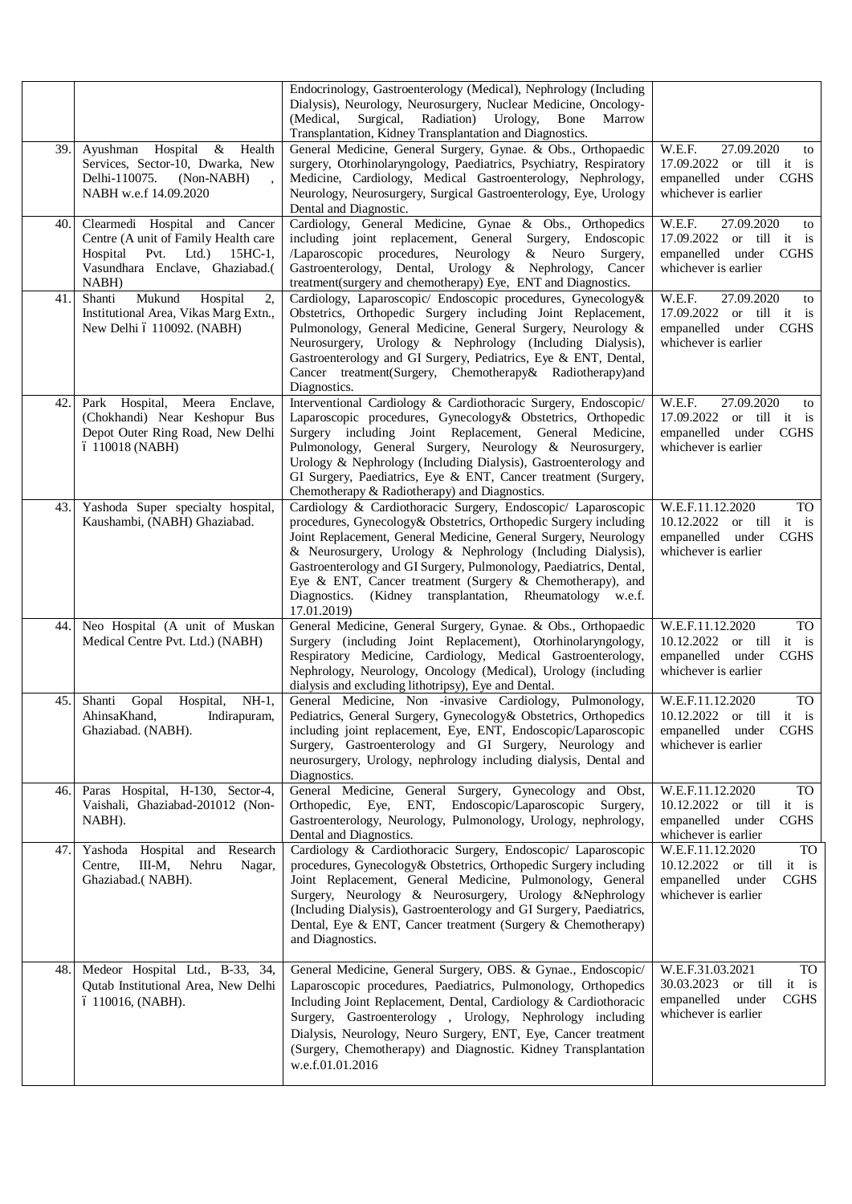| | | | |
|---|---|---|---|
| | | Endocrinology, Gastroenterology (Medical), Nephrology (Including Dialysis), Neurology, Neurosurgery, Nuclear Medicine, Oncology-(Medical, Surgical, Radiation) Urology, Bone Marrow Transplantation, Kidney Transplantation and Diagnostics. | |
| 39. | Ayushman Hospital & Health Services, Sector-10, Dwarka, New Delhi-110075. (Non-NABH) , NABH w.e.f 14.09.2020 | General Medicine, General Surgery, Gynae. & Obs., Orthopaedic surgery, Otorhinolaryngology, Paediatrics, Psychiatry, Respiratory Medicine, Cardiology, Medical Gastroenterology, Nephrology, Neurology, Neurosurgery, Surgical Gastroenterology, Eye, Urology Dental and Diagnostic. | W.E.F. 27.09.2020 to 17.09.2022 or till it is empanelled under CGHS whichever is earlier |
| 40. | Clearmedi Hospital and Cancer Centre (A unit of Family Health care Hospital Pvt. Ltd.) 15HC-1, Vasundhara Enclave, Ghaziabad.( NABH) | Cardiology, General Medicine, Gynae & Obs., Orthopedics including joint replacement, General Surgery, Endoscopic /Laparoscopic procedures, Neurology & Neuro Surgery, Gastroenterology, Dental, Urology & Nephrology, Cancer treatment(surgery and chemotherapy) Eye, ENT and Diagnostics. | W.E.F. 27.09.2020 to 17.09.2022 or till it is empanelled under CGHS whichever is earlier |
| 41. | Shanti Mukund Hospital 2, Institutional Area, Vikas Marg Extn., New Delhi – 110092. (NABH) | Cardiology, Laparoscopic/ Endoscopic procedures, Gynecology& Obstetrics, Orthopedic Surgery including Joint Replacement, Pulmonology, General Medicine, General Surgery, Neurology & Neurosurgery, Urology & Nephrology (Including Dialysis), Gastroenterology and GI Surgery, Pediatrics, Eye & ENT, Dental, Cancer treatment(Surgery, Chemotherapy& Radiotherapy)and Diagnostics. | W.E.F. 27.09.2020 to 17.09.2022 or till it is empanelled under CGHS whichever is earlier |
| 42. | Park Hospital, Meera Enclave, (Chokhandi) Near Keshopur Bus Depot Outer Ring Road, New Delhi – 110018 (NABH) | Interventional Cardiology & Cardiothoracic Surgery, Endoscopic/ Laparoscopic procedures, Gynecology& Obstetrics, Orthopedic Surgery including Joint Replacement, General Medicine, Pulmonology, General Surgery, Neurology & Neurosurgery, Urology & Nephrology (Including Dialysis), Gastroenterology and GI Surgery, Paediatrics, Eye & ENT, Cancer treatment (Surgery, Chemotherapy & Radiotherapy) and Diagnostics. | W.E.F. 27.09.2020 to 17.09.2022 or till it is empanelled under CGHS whichever is earlier |
| 43. | Yashoda Super specialty hospital, Kaushambi, (NABH) Ghaziabad. | Cardiology & Cardiothoracic Surgery, Endoscopic/ Laparoscopic procedures, Gynecology& Obstetrics, Orthopedic Surgery including Joint Replacement, General Medicine, General Surgery, Neurology & Neurosurgery, Urology & Nephrology (Including Dialysis), Gastroenterology and GI Surgery, Pulmonology, Paediatrics, Dental, Eye & ENT, Cancer treatment (Surgery & Chemotherapy), and Diagnostics. (Kidney transplantation, Rheumatology w.e.f. 17.01.2019) | W.E.F.11.12.2020 TO 10.12.2022 or till it is empanelled under CGHS whichever is earlier |
| 44. | Neo Hospital (A unit of Muskan Medical Centre Pvt. Ltd.) (NABH) | General Medicine, General Surgery, Gynae. & Obs., Orthopaedic Surgery (including Joint Replacement), Otorhinolaryngology, Respiratory Medicine, Cardiology, Medical Gastroenterology, Nephrology, Neurology, Oncology (Medical), Urology (including dialysis and excluding lithotripsy), Eye and Dental. | W.E.F.11.12.2020 TO 10.12.2022 or till it is empanelled under CGHS whichever is earlier |
| 45. | Shanti Gopal Hospital, NH-1, AhinsaKhand, Indirapuram, Ghaziabad. (NABH). | General Medicine, Non -invasive Cardiology, Pulmonology, Pediatrics, General Surgery, Gynecology& Obstetrics, Orthopedics including joint replacement, Eye, ENT, Endoscopic/Laparoscopic Surgery, Gastroenterology and GI Surgery, Neurology and neurosurgery, Urology, nephrology including dialysis, Dental and Diagnostics. | W.E.F.11.12.2020 TO 10.12.2022 or till it is empanelled under CGHS whichever is earlier |
| 46. | Paras Hospital, H-130, Sector-4, Vaishali, Ghaziabad-201012 (Non-NABH). | General Medicine, General Surgery, Gynecology and Obst, Orthopedic, Eye, ENT, Endoscopic/Laparoscopic Surgery, Gastroenterology, Neurology, Pulmonology, Urology, nephrology, Dental and Diagnostics. | W.E.F.11.12.2020 TO 10.12.2022 or till it is empanelled under CGHS whichever is earlier |
| 47. | Yashoda Hospital and Research Centre, III-M, Nehru Nagar, Ghaziabad.( NABH). | Cardiology & Cardiothoracic Surgery, Endoscopic/ Laparoscopic procedures, Gynecology& Obstetrics, Orthopedic Surgery including Joint Replacement, General Medicine, Pulmonology, General Surgery, Neurology & Neurosurgery, Urology &Nephrology (Including Dialysis), Gastroenterology and GI Surgery, Paediatrics, Dental, Eye & ENT, Cancer treatment (Surgery & Chemotherapy) and Diagnostics. | W.E.F.11.12.2020 TO 10.12.2022 or till it is empanelled under CGHS whichever is earlier |
| 48. | Medeor Hospital Ltd., B-33, 34, Qutab Institutional Area, New Delhi – 110016, (NABH). | General Medicine, General Surgery, OBS. & Gynae., Endoscopic/ Laparoscopic procedures, Paediatrics, Pulmonology, Orthopedics Including Joint Replacement, Dental, Cardiology & Cardiothoracic Surgery, Gastroenterology , Urology, Nephrology including Dialysis, Neurology, Neuro Surgery, ENT, Eye, Cancer treatment (Surgery, Chemotherapy) and Diagnostic. Kidney Transplantation w.e.f.01.01.2016 | W.E.F.31.03.2021 TO 30.03.2023 or till it is empanelled under CGHS whichever is earlier |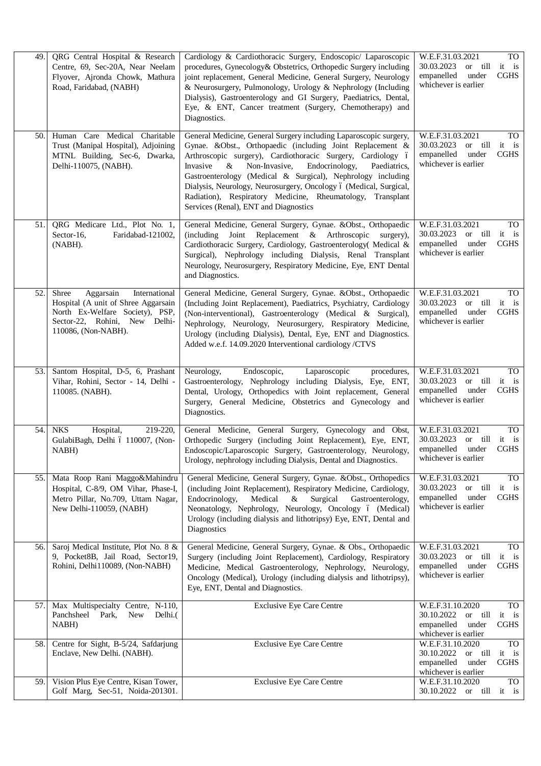| 49. | QRG Central Hospital & Research Centre, 69, Sec-20A, Near Neelam Flyover, Ajronda Chowk, Mathura Road, Faridabad, (NABH) | Cardiology & Cardiothoracic Surgery, Endoscopic/ Laparoscopic procedures, Gynecology& Obstetrics, Orthopedic Surgery including joint replacement, General Medicine, General Surgery, Neurology & Neurosurgery, Pulmonology, Urology & Nephrology (Including Dialysis), Gastroenterology and GI Surgery, Paediatrics, Dental, Eye, & ENT, Cancer treatment (Surgery, Chemotherapy) and Diagnostics. | W.E.F.31.03.2021 TO 30.03.2023 or till it is empanelled under CGHS whichever is earlier |
|---|---|---|---|
| 50. | Human Care Medical Charitable Trust (Manipal Hospital), Adjoining MTNL Building, Sec-6, Dwarka, Delhi-110075, (NABH). | General Medicine, General Surgery including Laparoscopic surgery, Gynae. &Obst., Orthopaedic (including Joint Replacement & Arthroscopic surgery), Cardiothoracic Surgery, Cardiology – Invasive & Non-Invasive, Endocrinology, Paediatrics, Gastroenterology (Medical & Surgical), Nephrology including Dialysis, Neurology, Neurosurgery, Oncology – (Medical, Surgical, Radiation), Respiratory Medicine, Rheumatology, Transplant Services (Renal), ENT and Diagnostics | W.E.F.31.03.2021 TO 30.03.2023 or till it is empanelled under CGHS whichever is earlier |
| 51. | QRG Medicare Ltd., Plot No. 1, Sector-16, Faridabad-121002, (NABH). | General Medicine, General Surgery, Gynae. &Obst., Orthopaedic (including Joint Replacement & Arthroscopic surgery), Cardiothoracic Surgery, Cardiology, Gastroenterology( Medical & Surgical), Nephrology including Dialysis, Renal Transplant Neurology, Neurosurgery, Respiratory Medicine, Eye, ENT Dental and Diagnostics. | W.E.F.31.03.2021 TO 30.03.2023 or till it is empanelled under CGHS whichever is earlier |
| 52. | Shree Aggarsain International Hospital (A unit of Shree Aggarsain North Ex-Welfare Society), PSP, Sector-22, Rohini, New Delhi-110086, (Non-NABH). | General Medicine, General Surgery, Gynae. &Obst., Orthopaedic (Including Joint Replacement), Paediatrics, Psychiatry, Cardiology (Non-interventional), Gastroenterology (Medical & Surgical), Nephrology, Neurology, Neurosurgery, Respiratory Medicine, Urology (including Dialysis), Dental, Eye, ENT and Diagnostics. Added w.e.f. 14.09.2020 Interventional cardiology /CTVS | W.E.F.31.03.2021 TO 30.03.2023 or till it is empanelled under CGHS whichever is earlier |
| 53. | Santom Hospital, D-5, 6, Prashant Vihar, Rohini, Sector - 14, Delhi - 110085. (NABH). | Neurology, Endoscopic, Laparoscopic procedures, Gastroenterology, Nephrology including Dialysis, Eye, ENT, Dental, Urology, Orthopedics with Joint replacement, General Surgery, General Medicine, Obstetrics and Gynecology and Diagnostics. | W.E.F.31.03.2021 TO 30.03.2023 or till it is empanelled under CGHS whichever is earlier |
| 54. | NKS Hospital, 219-220, GulabiBagh, Delhi – 110007, (Non-NABH) | General Medicine, General Surgery, Gynecology and Obst, Orthopedic Surgery (including Joint Replacement), Eye, ENT, Endoscopic/Laparoscopic Surgery, Gastroenterology, Neurology, Urology, nephrology including Dialysis, Dental and Diagnostics. | W.E.F.31.03.2021 TO 30.03.2023 or till it is empanelled under CGHS whichever is earlier |
| 55. | Mata Roop Rani Maggo&Mahindru Hospital, C-8/9, OM Vihar, Phase-I, Metro Pillar, No.709, Uttam Nagar, New Delhi-110059, (NABH) | General Medicine, General Surgery, Gynae. &Obst., Orthopedics (including Joint Replacement), Respiratory Medicine, Cardiology, Endocrinology, Medical & Surgical Gastroenterology, Neonatology, Nephrology, Neurology, Oncology – (Medical) Urology (including dialysis and lithotripsy) Eye, ENT, Dental and Diagnostics | W.E.F.31.03.2021 TO 30.03.2023 or till it is empanelled under CGHS whichever is earlier |
| 56. | Saroj Medical Institute, Plot No. 8 & 9, Pocket8B, Jail Road, Sector19, Rohini, Delhi110089, (Non-NABH) | General Medicine, General Surgery, Gynae. & Obs., Orthopaedic Surgery (including Joint Replacement), Cardiology, Respiratory Medicine, Medical Gastroenterology, Nephrology, Neurology, Oncology (Medical), Urology (including dialysis and lithotripsy), Eye, ENT, Dental and Diagnostics. | W.E.F.31.03.2021 TO 30.03.2023 or till it is empanelled under CGHS whichever is earlier |
| 57. | Max Multispecialty Centre, N-110, Panchsheel Park, New Delhi.( NABH) | Exclusive Eye Care Centre | W.E.F.31.10.2020 TO 30.10.2022 or till it is empanelled under CGHS whichever is earlier |
| 58. | Centre for Sight, B-5/24, Safdarjung Enclave, New Delhi. (NABH). | Exclusive Eye Care Centre | W.E.F.31.10.2020 TO 30.10.2022 or till it is empanelled under CGHS whichever is earlier |
| 59. | Vision Plus Eye Centre, Kisan Tower, Golf Marg, Sec-51, Noida-201301. | Exclusive Eye Care Centre | W.E.F.31.10.2020 TO 30.10.2022 or till it is |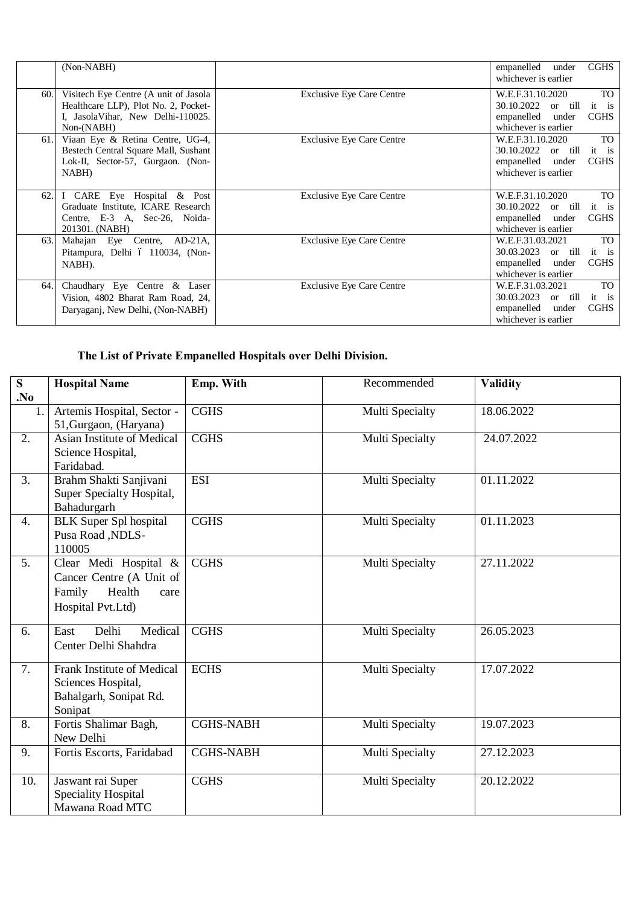|  | (Non-NABH) |  | empanelled under CGHS whichever is earlier |
|---|---|---|---|
| 60. | Visitech Eye Centre (A unit of Jasola Healthcare LLP), Plot No. 2, Pocket-I, JasolaVihar, New Delhi-110025. Non-(NABH) | Exclusive Eye Care Centre | W.E.F.31.10.2020 TO 30.10.2022 or till it is empanelled under CGHS whichever is earlier |
| 61. | Viaan Eye & Retina Centre, UG-4, Bestech Central Square Mall, Sushant Lok-II, Sector-57, Gurgaon. (Non-NABH) | Exclusive Eye Care Centre | W.E.F.31.10.2020 TO 30.10.2022 or till it is empanelled under CGHS whichever is earlier |
| 62. | I CARE Eye Hospital & Post Graduate Institute, ICARE Research Centre, E-3 A, Sec-26, Noida-201301. (NABH) | Exclusive Eye Care Centre | W.E.F.31.10.2020 TO 30.10.2022 or till it is empanelled under CGHS whichever is earlier |
| 63. | Mahajan Eye Centre, AD-21A, Pitampura, Delhi – 110034, (Non-NABH). | Exclusive Eye Care Centre | W.E.F.31.03.2021 TO 30.03.2023 or till it is empanelled under CGHS whichever is earlier |
| 64. | Chaudhary Eye Centre & Laser Vision, 4802 Bharat Ram Road, 24, Daryaganj, New Delhi, (Non-NABH) | Exclusive Eye Care Centre | W.E.F.31.03.2021 TO 30.03.2023 or till it is empanelled under CGHS whichever is earlier |

**The List of Private Empanelled Hospitals over Delhi Division.**

| S .No | Hospital Name | Emp. With | Recommended | Validity |
|---|---|---|---|---|
| 1. | Artemis Hospital, Sector -51,Gurgaon, (Haryana) | CGHS | Multi Specialty | 18.06.2022 |
| 2. | Asian Institute of Medical Science Hospital, Faridabad. | CGHS | Multi Specialty | 24.07.2022 |
| 3. | Brahm Shakti Sanjivani Super Specialty Hospital, Bahadurgarh | ESI | Multi Specialty | 01.11.2022 |
| 4. | BLK Super Spl hospital Pusa Road ,NDLS-110005 | CGHS | Multi Specialty | 01.11.2023 |
| 5. | Clear Medi Hospital & Cancer Centre (A Unit of Family Health care Hospital Pvt.Ltd) | CGHS | Multi Specialty | 27.11.2022 |
| 6. | East Delhi Medical Center Delhi Shahdra | CGHS | Multi Specialty | 26.05.2023 |
| 7. | Frank Institute of Medical Sciences Hospital, Bahalgarh, Sonipat Rd. Sonipat | ECHS | Multi Specialty | 17.07.2022 |
| 8. | Fortis Shalimar Bagh, New Delhi | CGHS-NABH | Multi Specialty | 19.07.2023 |
| 9. | Fortis Escorts, Faridabad | CGHS-NABH | Multi Specialty | 27.12.2023 |
| 10. | Jaswant rai Super Speciality Hospital Mawana Road MTC | CGHS | Multi Specialty | 20.12.2022 |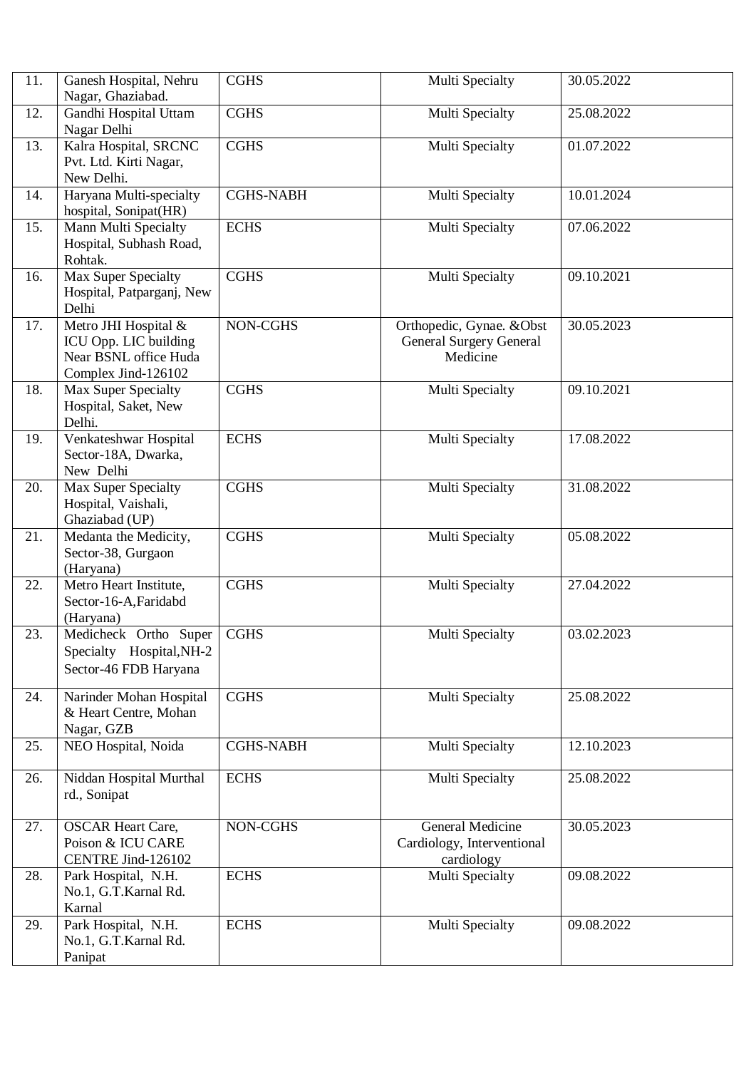| 11. | Ganesh Hospital, Nehru Nagar, Ghaziabad. | CGHS | Multi Specialty | 30.05.2022 |
|---|---|---|---|---|
| 12. | Gandhi Hospital Uttam Nagar Delhi | CGHS | Multi Specialty | 25.08.2022 |
| 13. | Kalra Hospital, SRCNC Pvt. Ltd. Kirti Nagar, New Delhi. | CGHS | Multi Specialty | 01.07.2022 |
| 14. | Haryana Multi-specialty hospital, Sonipat(HR) | CGHS-NABH | Multi Specialty | 10.01.2024 |
| 15. | Mann Multi Specialty Hospital, Subhash Road, Rohtak. | ECHS | Multi Specialty | 07.06.2022 |
| 16. | Max Super Specialty Hospital, Patparganj, New Delhi | CGHS | Multi Specialty | 09.10.2021 |
| 17. | Metro JHI Hospital & ICU Opp. LIC building Near BSNL office Huda Complex Jind-126102 | NON-CGHS | Orthopedic, Gynae. &Obst General Surgery General Medicine | 30.05.2023 |
| 18. | Max Super Specialty Hospital, Saket, New Delhi. | CGHS | Multi Specialty | 09.10.2021 |
| 19. | Venkateshwar Hospital Sector-18A, Dwarka, New Delhi | ECHS | Multi Specialty | 17.08.2022 |
| 20. | Max Super Specialty Hospital, Vaishali, Ghaziabad (UP) | CGHS | Multi Specialty | 31.08.2022 |
| 21. | Medanta the Medicity, Sector-38, Gurgaon (Haryana) | CGHS | Multi Specialty | 05.08.2022 |
| 22. | Metro Heart Institute, Sector-16-A,Faridabd (Haryana) | CGHS | Multi Specialty | 27.04.2022 |
| 23. | Medicheck Ortho Super Specialty Hospital,NH-2 Sector-46 FDB Haryana | CGHS | Multi Specialty | 03.02.2023 |
| 24. | Narinder Mohan Hospital & Heart Centre, Mohan Nagar, GZB | CGHS | Multi Specialty | 25.08.2022 |
| 25. | NEO Hospital, Noida | CGHS-NABH | Multi Specialty | 12.10.2023 |
| 26. | Niddan Hospital Murthal rd., Sonipat | ECHS | Multi Specialty | 25.08.2022 |
| 27. | OSCAR Heart Care, Poison & ICU CARE CENTRE Jind-126102 | NON-CGHS | General Medicine Cardiology, Interventional cardiology | 30.05.2023 |
| 28. | Park Hospital, N.H. No.1, G.T.Karnal Rd. Karnal | ECHS | Multi Specialty | 09.08.2022 |
| 29. | Park Hospital, N.H. No.1, G.T.Karnal Rd. Panipat | ECHS | Multi Specialty | 09.08.2022 |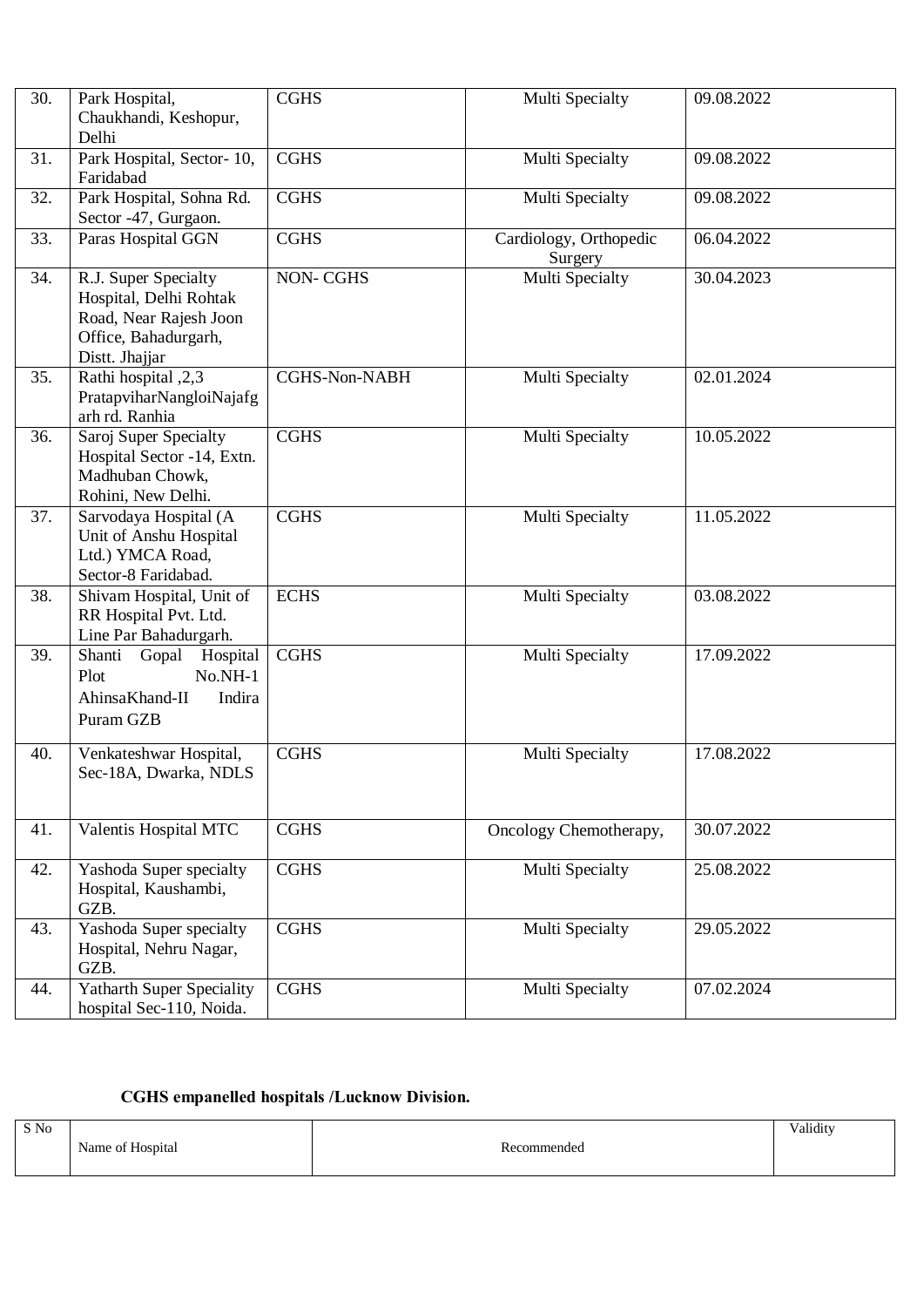| 30. | Park Hospital, Chaukhandi, Keshopur, Delhi | CGHS | Multi Specialty | 09.08.2022 |
|---|---|---|---|---|
| 31. | Park Hospital, Sector- 10, Faridabad | CGHS | Multi Specialty | 09.08.2022 |
| 32. | Park Hospital, Sohna Rd. Sector -47, Gurgaon. | CGHS | Multi Specialty | 09.08.2022 |
| 33. | Paras Hospital GGN | CGHS | Cardiology, Orthopedic Surgery | 06.04.2022 |
| 34. | R.J. Super Specialty Hospital, Delhi Rohtak Road, Near Rajesh Joon Office, Bahadurgarh, Distt. Jhajjar | NON- CGHS | Multi Specialty | 30.04.2023 |
| 35. | Rathi hospital ,2,3 PratapviharNangloiNajafgarh rd. Ranhia | CGHS-Non-NABH | Multi Specialty | 02.01.2024 |
| 36. | Saroj Super Specialty Hospital Sector -14, Extn. Madhuban Chowk, Rohini, New Delhi. | CGHS | Multi Specialty | 10.05.2022 |
| 37. | Sarvodaya Hospital (A Unit of Anshu Hospital Ltd.) YMCA Road, Sector-8 Faridabad. | CGHS | Multi Specialty | 11.05.2022 |
| 38. | Shivam Hospital, Unit of RR Hospital Pvt. Ltd. Line Par Bahadurgarh. | ECHS | Multi Specialty | 03.08.2022 |
| 39. | Shanti Gopal Hospital Plot No.NH-1 AhinsaKhand-II Indira Puram GZB | CGHS | Multi Specialty | 17.09.2022 |
| 40. | Venkateshwar Hospital, Sec-18A, Dwarka, NDLS | CGHS | Multi Specialty | 17.08.2022 |
| 41. | Valentis Hospital MTC | CGHS | Oncology Chemotherapy, | 30.07.2022 |
| 42. | Yashoda Super specialty Hospital, Kaushambi, GZB. | CGHS | Multi Specialty | 25.08.2022 |
| 43. | Yashoda Super specialty Hospital, Nehru Nagar, GZB. | CGHS | Multi Specialty | 29.05.2022 |
| 44. | Yatharth Super Speciality hospital Sec-110, Noida. | CGHS | Multi Specialty | 07.02.2024 |

**CGHS empanelled hospitals /Lucknow Division.**

| S No | Name of Hospital | Recommended | Validity |
|---|---|---|---|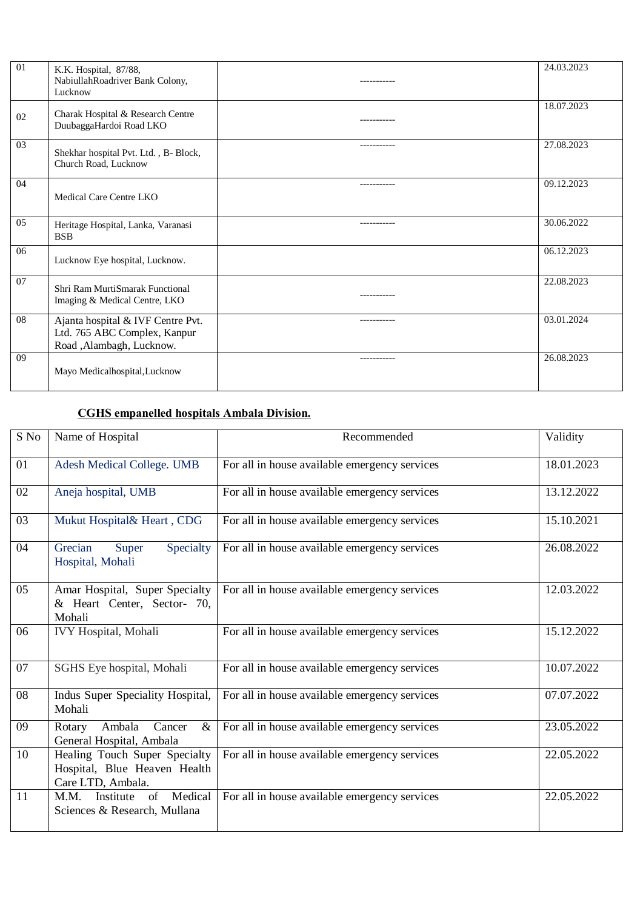| | | | |
|---|---|---|---|
| 01 | K.K. Hospital, 87/88, NabiullahRoadriver Bank Colony, Lucknow | ----------- | 24.03.2023 |
| 02 | Charak Hospital & Research Centre DuubaggaHardoi Road LKO | ----------- | 18.07.2023 |
| 03 | Shekhar hospital Pvt. Ltd. , B- Block, Church Road, Lucknow | ----------- | 27.08.2023 |
| 04 | Medical Care Centre LKO | ----------- | 09.12.2023 |
| 05 | Heritage Hospital, Lanka, Varanasi BSB | ----------- | 30.06.2022 |
| 06 | Lucknow Eye hospital, Lucknow. | | 06.12.2023 |
| 07 | Shri Ram MurtiSmarak Functional Imaging & Medical Centre, LKO | ----------- | 22.08.2023 |
| 08 | Ajanta hospital & IVF Centre Pvt. Ltd. 765 ABC Complex, Kanpur Road ,Alambagh, Lucknow. | ----------- | 03.01.2024 |
| 09 | Mayo Medicalhospital,Lucknow | ----------- | 26.08.2023 |

**CGHS empanelled hospitals Ambala Division.**

| S No | Name of Hospital | Recommended | Validity |
|---|---|---|---|
| 01 | Adesh Medical College. UMB | For all in house available emergency services | 18.01.2023 |
| 02 | Aneja hospital, UMB | For all in house available emergency services | 13.12.2022 |
| 03 | Mukut Hospital& Heart , CDG | For all in house available emergency services | 15.10.2021 |
| 04 | Grecian Super Specialty Hospital, Mohali | For all in house available emergency services | 26.08.2022 |
| 05 | Amar Hospital, Super Specialty & Heart Center, Sector- 70, Mohali | For all in house available emergency services | 12.03.2022 |
| 06 | IVY Hospital, Mohali | For all in house available emergency services | 15.12.2022 |
| 07 | SGHS Eye hospital, Mohali | For all in house available emergency services | 10.07.2022 |
| 08 | Indus Super Speciality Hospital, Mohali | For all in house available emergency services | 07.07.2022 |
| 09 | Rotary Ambala Cancer & General Hospital, Ambala | For all in house available emergency services | 23.05.2022 |
| 10 | Healing Touch Super Specialty Hospital, Blue Heaven Health Care LTD, Ambala. | For all in house available emergency services | 22.05.2022 |
| 11 | M.M. Institute of Medical Sciences & Research, Mullana | For all in house available emergency services | 22.05.2022 |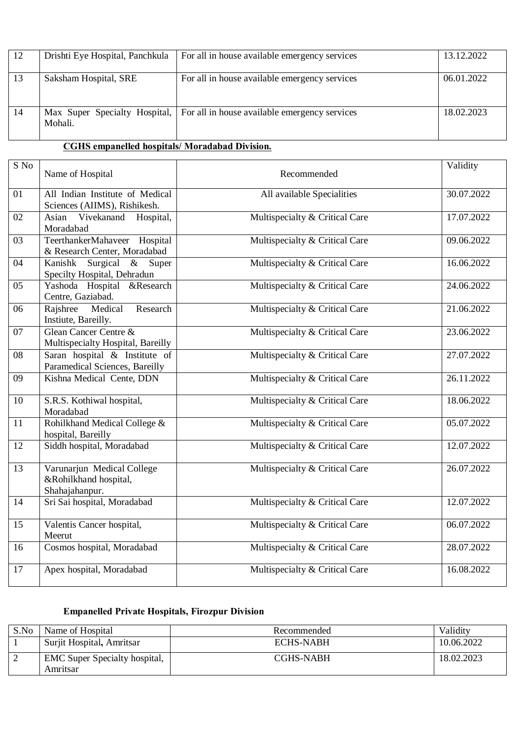| 12 | Drishti Eye Hospital, Panchkula | For all in house available emergency services | 13.12.2022 |
|---|---|---|---|
| 13 | Saksham Hospital, SRE | For all in house available emergency services | 06.01.2022 |
| 14 | Max Super Specialty Hospital, Mohali. | For all in house available emergency services | 18.02.2023 |

**CGHS empanelled hospitals/ Moradabad Division.**

| S No | Name of Hospital | Recommended | Validity |
|---|---|---|---|
| 01 | All Indian Institute of Medical Sciences (AIIMS), Rishikesh. | All available Specialities | 30.07.2022 |
| 02 | Asian Vivekanand Hospital, Moradabad | Multispecialty & Critical Care | 17.07.2022 |
| 03 | TeerthankerMahaveer Hospital & Research Center, Moradabad | Multispecialty & Critical Care | 09.06.2022 |
| 04 | Kanishk Surgical & Super Specilty Hospital, Dehradun | Multispecialty & Critical Care | 16.06.2022 |
| 05 | Yashoda Hospital &Research Centre, Gaziabad. | Multispecialty & Critical Care | 24.06.2022 |
| 06 | Rajshree Medical Research Instiute, Bareilly. | Multispecialty & Critical Care | 21.06.2022 |
| 07 | Glean Cancer Centre & Multispecialty Hospital, Bareilly | Multispecialty & Critical Care | 23.06.2022 |
| 08 | Saran hospital & Institute of Paramedical Sciences, Bareilly | Multispecialty & Critical Care | 27.07.2022 |
| 09 | Kishna Medical Cente, DDN | Multispecialty & Critical Care | 26.11.2022 |
| 10 | S.R.S. Kothiwal hospital, Moradabad | Multispecialty & Critical Care | 18.06.2022 |
| 11 | Rohilkhand Medical College & hospital, Bareilly | Multispecialty & Critical Care | 05.07.2022 |
| 12 | Siddh hospital, Moradabad | Multispecialty & Critical Care | 12.07.2022 |
| 13 | Varunarjun Medical College &Rohilkhand hospital, Shahajahanpur. | Multispecialty & Critical Care | 26.07.2022 |
| 14 | Sri Sai hospital, Moradabad | Multispecialty & Critical Care | 12.07.2022 |
| 15 | Valentis Cancer hospital, Meerut | Multispecialty & Critical Care | 06.07.2022 |
| 16 | Cosmos hospital, Moradabad | Multispecialty & Critical Care | 28.07.2022 |
| 17 | Apex hospital, Moradabad | Multispecialty & Critical Care | 16.08.2022 |

**Empanelled Private Hospitals, Firozpur Division**

| S.No | Name of Hospital | Recommended | Validity |
|---|---|---|---|
| 1 | Surjit Hospital, Amritsar | ECHS-NABH | 10.06.2022 |
| 2 | EMC Super Specialty hospital, Amritsar | CGHS-NABH | 18.02.2023 |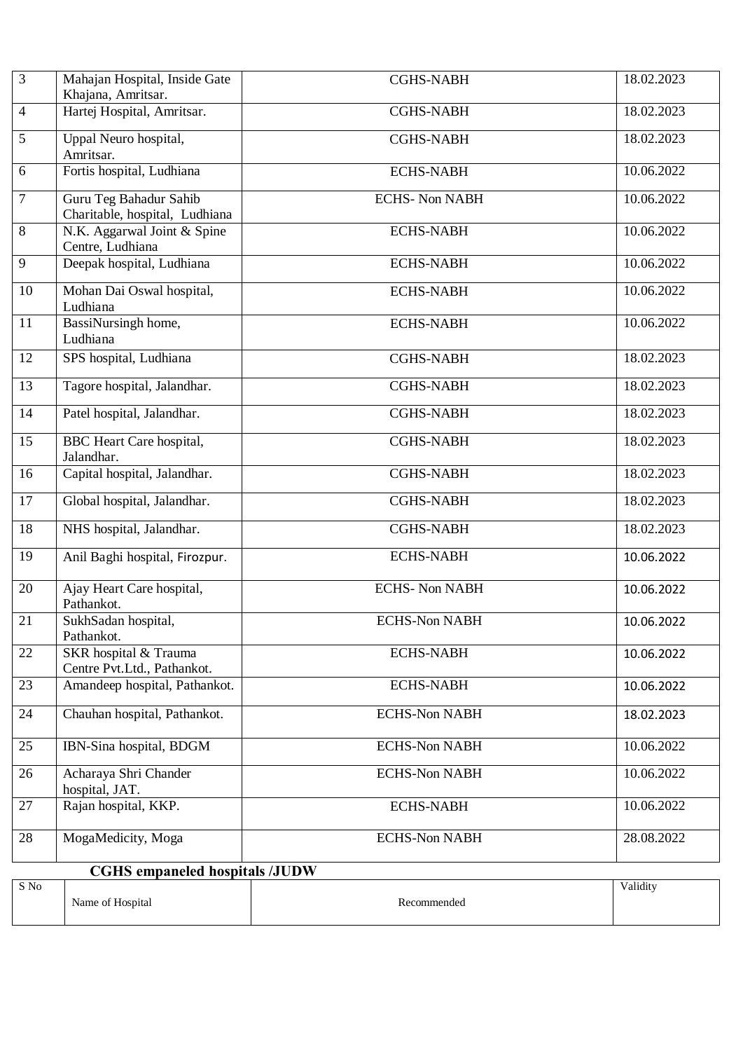| | | | |
|---|---|---|---|
| 3 | Mahajan Hospital, Inside Gate Khajana, Amritsar. | CGHS-NABH | 18.02.2023 |
| 4 | Hartej Hospital, Amritsar. | CGHS-NABH | 18.02.2023 |
| 5 | Uppal Neuro hospital, Amritsar. | CGHS-NABH | 18.02.2023 |
| 6 | Fortis hospital, Ludhiana | ECHS-NABH | 10.06.2022 |
| 7 | Guru Teg Bahadur Sahib Charitable, hospital, Ludhiana | ECHS- Non NABH | 10.06.2022 |
| 8 | N.K. Aggarwal Joint & Spine Centre, Ludhiana | ECHS-NABH | 10.06.2022 |
| 9 | Deepak hospital, Ludhiana | ECHS-NABH | 10.06.2022 |
| 10 | Mohan Dai Oswal hospital, Ludhiana | ECHS-NABH | 10.06.2022 |
| 11 | BassiNursingh home, Ludhiana | ECHS-NABH | 10.06.2022 |
| 12 | SPS hospital, Ludhiana | CGHS-NABH | 18.02.2023 |
| 13 | Tagore hospital, Jalandhar. | CGHS-NABH | 18.02.2023 |
| 14 | Patel hospital, Jalandhar. | CGHS-NABH | 18.02.2023 |
| 15 | BBC Heart Care hospital, Jalandhar. | CGHS-NABH | 18.02.2023 |
| 16 | Capital hospital, Jalandhar. | CGHS-NABH | 18.02.2023 |
| 17 | Global hospital, Jalandhar. | CGHS-NABH | 18.02.2023 |
| 18 | NHS hospital, Jalandhar. | CGHS-NABH | 18.02.2023 |
| 19 | Anil Baghi hospital, Firozpur. | ECHS-NABH | 10.06.2022 |
| 20 | Ajay Heart Care hospital, Pathankot. | ECHS- Non NABH | 10.06.2022 |
| 21 | SukhSadan hospital, Pathankot. | ECHS-Non NABH | 10.06.2022 |
| 22 | SKR hospital & Trauma Centre Pvt.Ltd., Pathankot. | ECHS-NABH | 10.06.2022 |
| 23 | Amandeep hospital, Pathankot. | ECHS-NABH | 10.06.2022 |
| 24 | Chauhan hospital, Pathankot. | ECHS-Non NABH | 18.02.2023 |
| 25 | IBN-Sina hospital, BDGM | ECHS-Non NABH | 10.06.2022 |
| 26 | Acharaya Shri Chander hospital, JAT. | ECHS-Non NABH | 10.06.2022 |
| 27 | Rajan hospital, KKP. | ECHS-NABH | 10.06.2022 |
| 28 | MogaMedicity, Moga | ECHS-Non NABH | 28.08.2022 |

**CGHS empaneled hospitals /JUDW**

| S No | Name of Hospital | Recommended | Validity |
|---|---|---|---|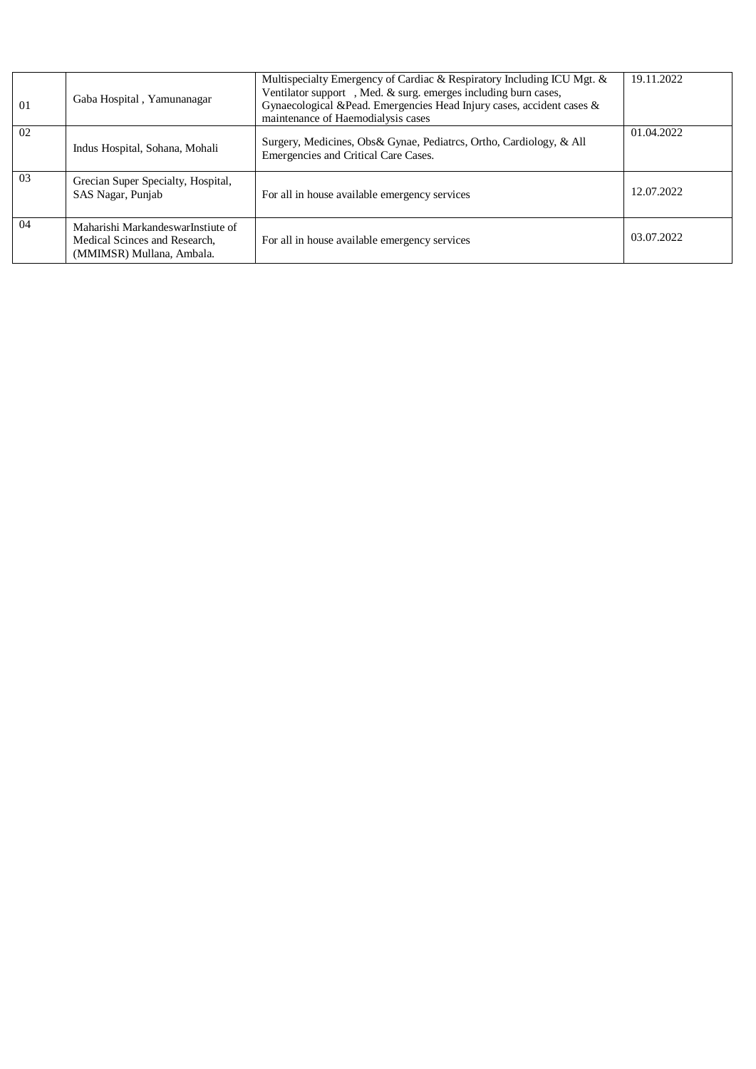| | | | |
|---|---|---|---|
| 01 | Gaba Hospital , Yamunanagar | Multispecialty Emergency of Cardiac & Respiratory Including ICU Mgt. & Ventilator support , Med. & surg. emerges including burn cases, Gynaecological &Pead. Emergencies Head Injury cases, accident cases & maintenance of Haemodialysis cases | 19.11.2022 |
| 02 | Indus Hospital, Sohana, Mohali | Surgery, Medicines, Obs& Gynae, Pediatrcs, Ortho, Cardiology, & All Emergencies and Critical Care Cases. | 01.04.2022 |
| 03 | Grecian Super Specialty, Hospital, SAS Nagar, Punjab | For all in house available emergency services | 12.07.2022 |
| 04 | Maharishi MarkandeswarInstiute of Medical Scinces and Research, (MMIMSR) Mullana, Ambala. | For all in house available emergency services | 03.07.2022 |